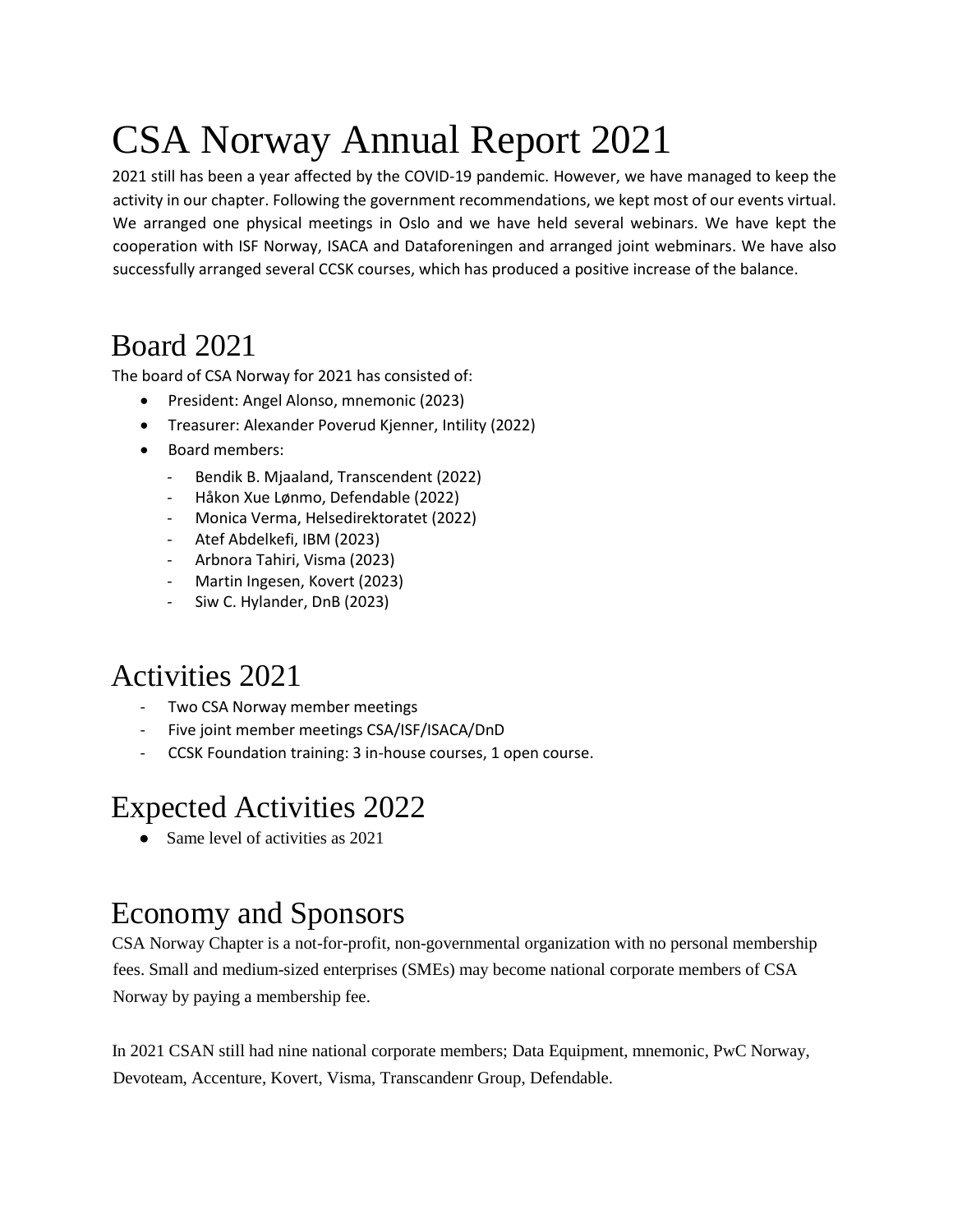# CSA Norway Annual Report 2021

2021 still has been a year affected by the COVID-19 pandemic. However, we have managed to keep the activity in our chapter. Following the government recommendations, we kept most of our events virtual. We arranged one physical meetings in Oslo and we have held several webinars. We have kept the cooperation with ISF Norway, ISACA and Dataforeningen and arranged joint webminars. We have also successfully arranged several CCSK courses, which has produced a positive increase of the balance.

## Board 2021

The board of CSA Norway for 2021 has consisted of:

- President: Angel Alonso, mnemonic (2023)
- Treasurer: Alexander Poverud Kjenner, Intility (2022)
- Board members:
  - Bendik B. Mjaaland, Transcendent (2022)
  - Håkon Xue Lønmo, Defendable (2022)
  - Monica Verma, Helsedirektoratet (2022)
  - Atef Abdelkefi, IBM (2023)
  - Arbnora Tahiri, Visma (2023)
  - Martin Ingesen, Kovert (2023)
  - Siw C. Hylander, DnB (2023)

## Activities 2021

- Two CSA Norway member meetings
- Five joint member meetings CSA/ISF/ISACA/DnD
- CCSK Foundation training: 3 in-house courses, 1 open course.

## Expected Activities 2022

- Same level of activities as 2021

## Economy and Sponsors

CSA Norway Chapter is a not-for-profit, non-governmental organization with no personal membership fees. Small and medium-sized enterprises (SMEs) may become national corporate members of CSA Norway by paying a membership fee.

In 2021 CSAN still had nine national corporate members; Data Equipment, mnemonic, PwC Norway, Devoteam, Accenture, Kovert, Visma, Transcandenr Group, Defendable.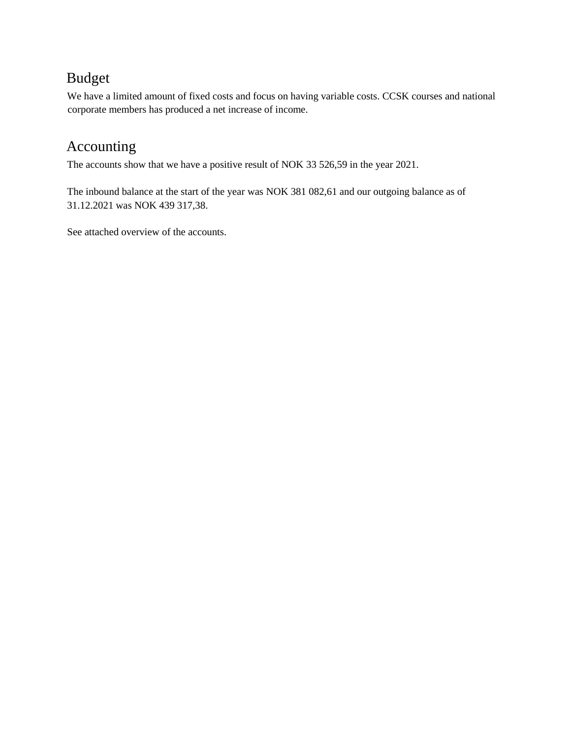## Budget

We have a limited amount of fixed costs and focus on having variable costs. CCSK courses and national corporate members has produced a net increase of income.

## Accounting

The accounts show that we have a positive result of NOK 33 526,59 in the year 2021.

The inbound balance at the start of the year was NOK 381 082,61 and our outgoing balance as of 31.12.2021 was NOK 439 317,38.

See attached overview of the accounts.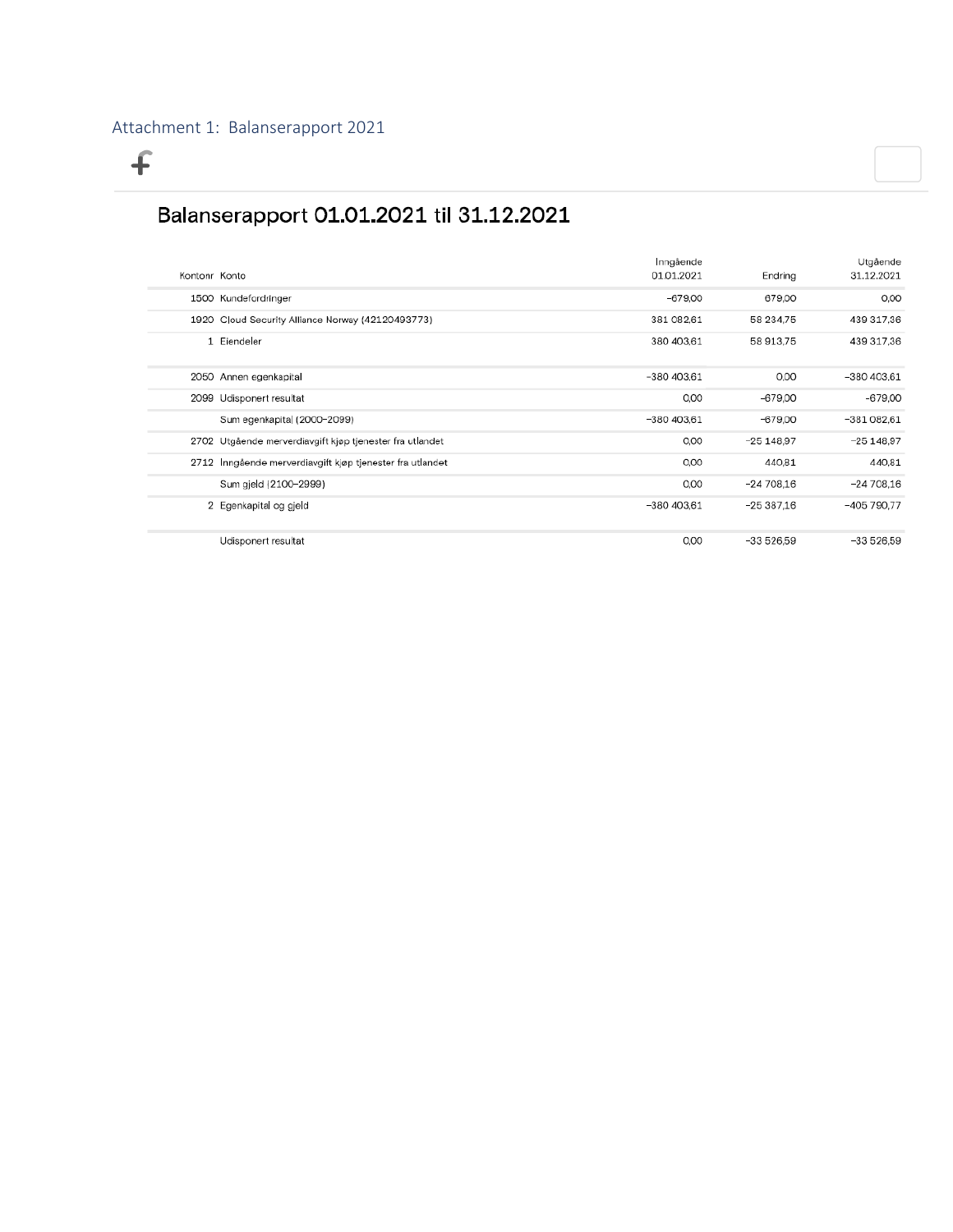Attachment 1: Balanserapport 2021

## Balanserapport 01.01.2021 til 31.12.2021

| Kontonr | Konto | Inngående 01.01.2021 | Endring | Utgående 31.12.2021 |
|---|---|---|---|---|
| 1500 | Kundefordringer | -679,00 | 679,00 | 0,00 |
| 1920 | Cloud Security Alliance Norway (42120493773) | 381 082,61 | 58 234,75 | 439 317,36 |
| 1 | Eiendeler | 380 403,61 | 58 913,75 | 439 317,36 |
| 2050 | Annen egenkapital | -380 403,61 | 0,00 | -380 403,61 |
| 2099 | Udisponert resultat | 0,00 | -679,00 | -679,00 |
| | Sum egenkapital (2000–2099) | -380 403,61 | -679,00 | -381 082,61 |
| 2702 | Utgående merverdiavgift kjøp tjenester fra utlandet | 0,00 | -25 148,97 | -25 148,97 |
| 2712 | Inngående merverdiavgift kjøp tjenester fra utlandet | 0,00 | 440,81 | 440,81 |
| | Sum gjeld (2100–2999) | 0,00 | -24 708,16 | -24 708,16 |
| 2 | Egenkapital og gjeld | -380 403,61 | -25 387,16 | -405 790,77 |
| | Udisponert resultat | 0,00 | -33 526,59 | -33 526,59 |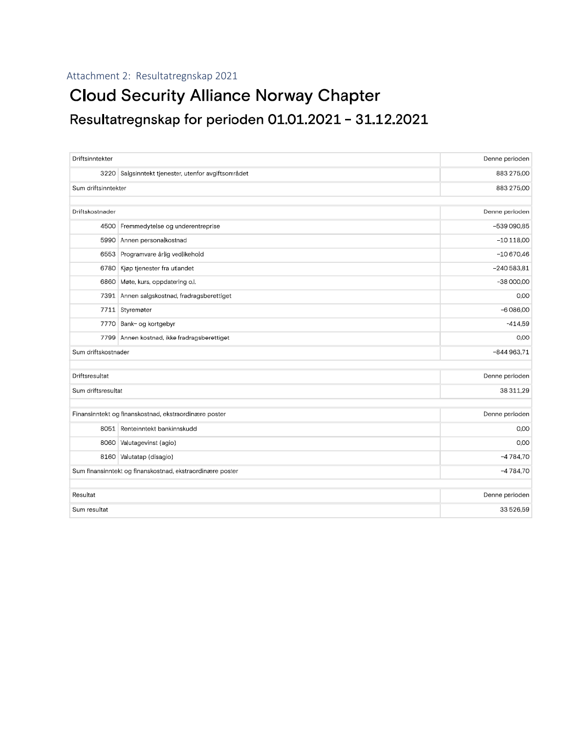Attachment 2: Resultatregnskap 2021

# Cloud Security Alliance Norway Chapter

## Resultatregnskap for perioden 01.01.2021 - 31.12.2021

| Driftsinntekter | | Denne perioden |
|---|---|---|
| 3220 | Salgsinntekt tjenester, utenfor avgiftsområdet | 883 275,00 |
| Sum driftsinntekter | | 883 275,00 |
| | | |
| Driftskostnader | | Denne perioden |
| 4500 | Fremmedytelse og underentreprise | -539 090,85 |
| 5990 | Annen personalkostnad | -10 118,00 |
| 6553 | Programvare årlig vedlikehold | -10 670,46 |
| 6780 | Kjøp tjenester fra utlandet | -240 583,81 |
| 6860 | Møte, kurs, oppdatering o.l. | -38 000,00 |
| 7391 | Annen salgskostnad, fradragsberettiget | 0,00 |
| 7711 | Styremøter | -6 086,00 |
| 7770 | Bank- og kortgebyr | -414,59 |
| 7799 | Annen kostnad, ikke fradragsberettiget | 0,00 |
| Sum driftskostnader | | -844 963,71 |
| | | |
| Driftsresultat | | Denne perioden |
| Sum driftsresultat | | 38 311,29 |
| | | |
| Finansinntekt og finanskostnad, ekstraordinære poster | | Denne perioden |
| 8051 | Renteinntekt bankinnskudd | 0,00 |
| 8060 | Valutagevinst (agio) | 0,00 |
| 8160 | Valutatap (disagio) | -4 784,70 |
| Sum finansinntekt og finanskostnad, ekstraordinære poster | | -4 784,70 |
| | | |
| Resultat | | Denne perioden |
| Sum resultat | | 33 526,59 |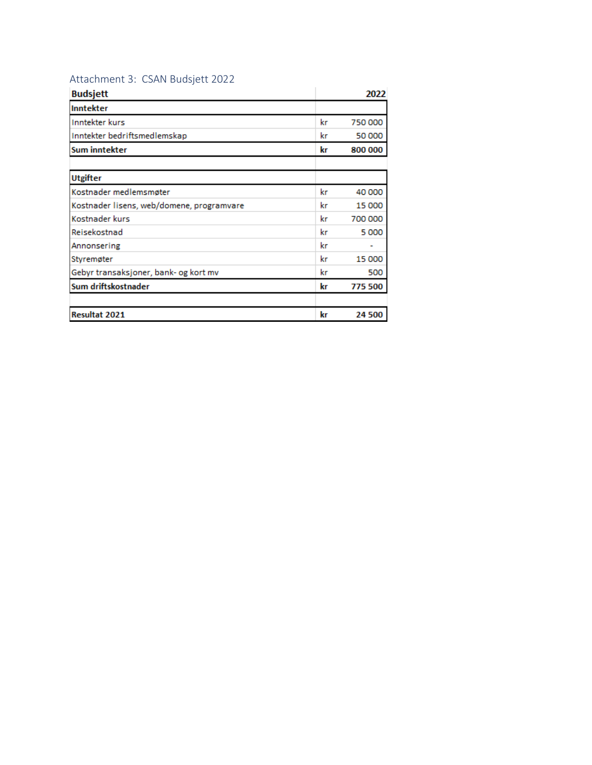Attachment 3: CSAN Budsjett 2022

| **Budsjett** | | **2022** |
|---|---|---|
| **Inntekter** | | |
| Inntekter kurs | kr | 750 000 |
| Inntekter bedriftsmedlemskap | kr | 50 000 |
| **Sum inntekter** | **kr** | **800 000** |
| | | |
| **Utgifter** | | |
| Kostnader medlemsmøter | kr | 40 000 |
| Kostnader lisens, web/domene, programvare | kr | 15 000 |
| Kostnader kurs | kr | 700 000 |
| Reisekostnad | kr | 5 000 |
| Annonsering | kr | - |
| Styremøter | kr | 15 000 |
| Gebyr transaksjoner, bank- og kort mv | kr | 500 |
| **Sum driftskostnader** | **kr** | **775 500** |
| | | |
| **Resultat 2021** | **kr** | **24 500** |